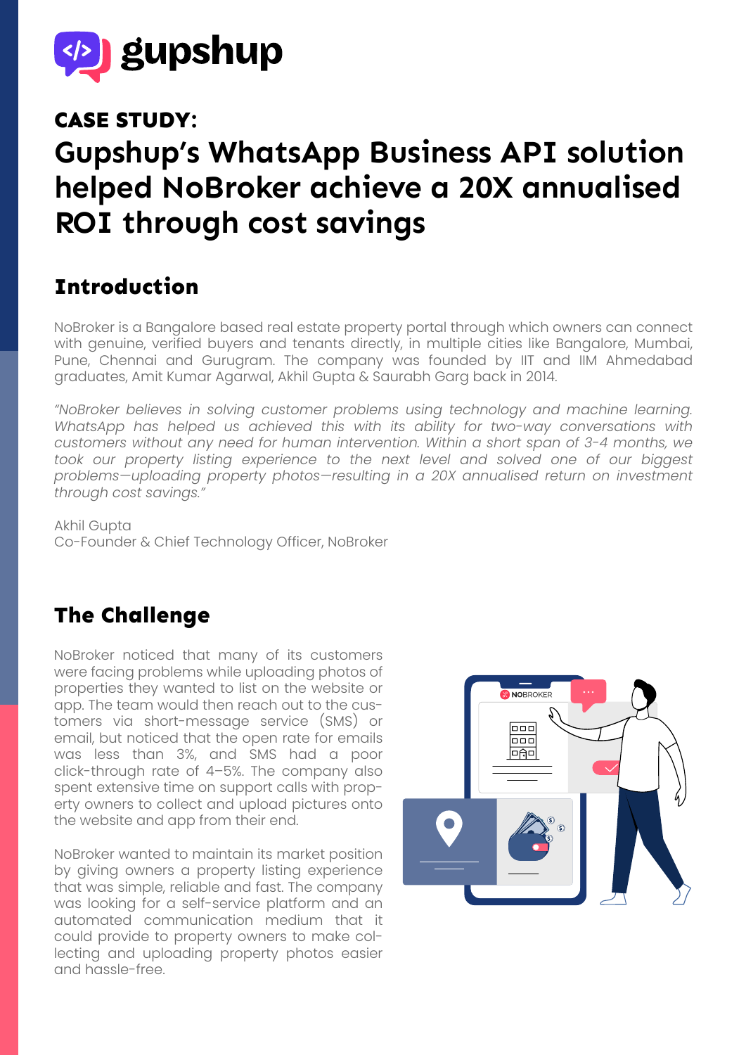gupshup

## CASE STUDY:

# Gupshup's WhatsApp Business API solution helped NoBroker achieve a 20X annualised ROI through cost savings

## Introduction

NoBroker is a Bangalore based real estate property portal through which owners can connect with genuine, verified buyers and tenants directly, in multiple cities like Bangalore, Mumbai, Pune, Chennai and Gurugram. The company was founded by IIT and IIM Ahmedabad graduates, Amit Kumar Agarwal, Akhil Gupta & Saurabh Garg back in 2014.

*"NoBroker believes in solving customer problems using technology and machine learning. WhatsApp has helped us achieved this with its ability for two-way conversations with customers without any need for human intervention. Within a short span of 3-4 months, we took our property listing experience to the next level and solved one of our biggest problems—uploading property photos—resulting in a 20X annualised return on investment through cost savings."*

Akhil Gupta
Co-Founder & Chief Technology Officer, NoBroker

## The Challenge

NoBroker noticed that many of its customers were facing problems while uploading photos of properties they wanted to list on the website or app. The team would then reach out to the customers via short-message service (SMS) or email, but noticed that the open rate for emails was less than 3%, and SMS had a poor click-through rate of 4–5%. The company also spent extensive time on support calls with property owners to collect and upload pictures onto the website and app from their end.

NoBroker wanted to maintain its market position by giving owners a property listing experience that was simple, reliable and fast. The company was looking for a self-service platform and an automated communication medium that it could provide to property owners to make collecting and uploading property photos easier and hassle-free.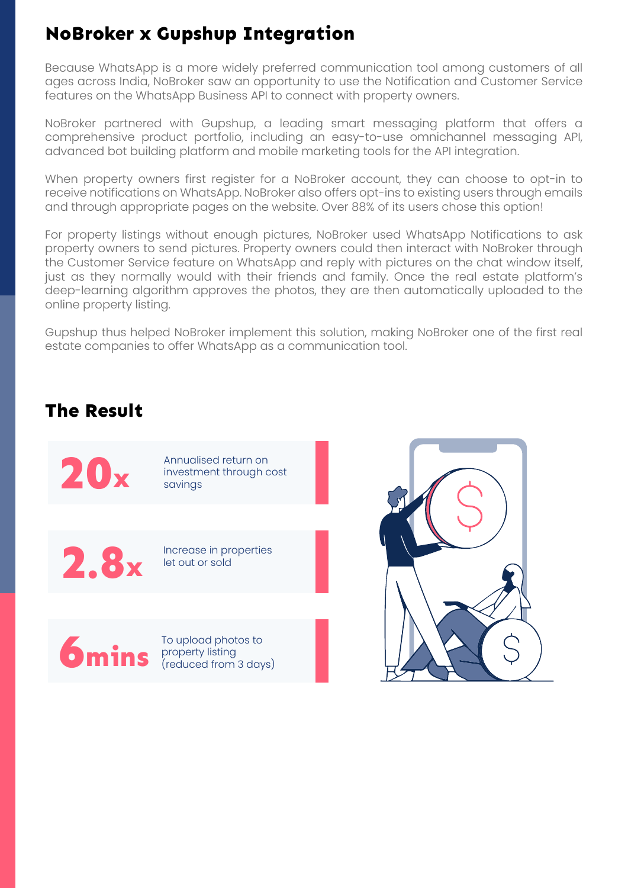## NoBroker x Gupshup Integration

Because WhatsApp is a more widely preferred communication tool among customers of all ages across India, NoBroker saw an opportunity to use the Notification and Customer Service features on the WhatsApp Business API to connect with property owners.

NoBroker partnered with Gupshup, a leading smart messaging platform that offers a comprehensive product portfolio, including an easy-to-use omnichannel messaging API, advanced bot building platform and mobile marketing tools for the API integration.

When property owners first register for a NoBroker account, they can choose to opt-in to receive notifications on WhatsApp. NoBroker also offers opt-ins to existing users through emails and through appropriate pages on the website. Over 88% of its users chose this option!

For property listings without enough pictures, NoBroker used WhatsApp Notifications to ask property owners to send pictures. Property owners could then interact with NoBroker through the Customer Service feature on WhatsApp and reply with pictures on the chat window itself, just as they normally would with their friends and family. Once the real estate platform's deep-learning algorithm approves the photos, they are then automatically uploaded to the online property listing.

Gupshup thus helped NoBroker implement this solution, making NoBroker one of the first real estate companies to offer WhatsApp as a communication tool.

## The Result

**20x** Annualised return on investment through cost savings

**2.8x** Increase in properties let out or sold

**6mins** To upload photos to property listing (reduced from 3 days)